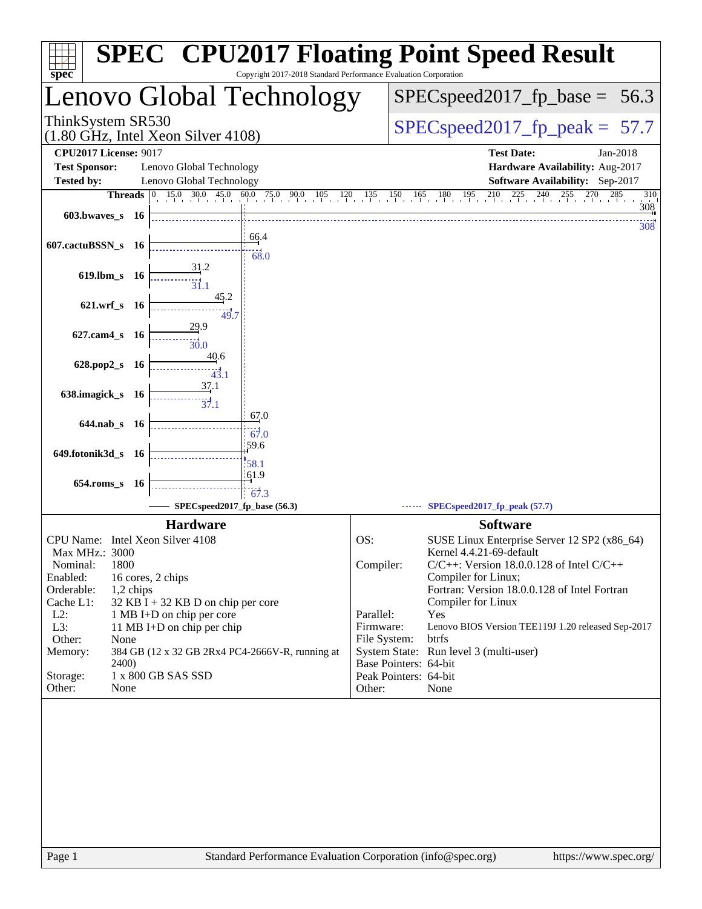# SPEC CPU2017 Floating Point Speed Result

Copyright 2017-2018 Standard Performance Evaluation Corporation

## Lenovo Global Technology

ThinkSystem SR530
(1.80 GHz, Intel Xeon Silver 4108)

SPECspeed2017_fp_base = 56.3

SPECspeed2017_fp_peak = 57.7

**CPU2017 License:** 9017
**Test Sponsor:** Lenovo Global Technology
**Tested by:** Lenovo Global Technology

**Test Date:** Jan-2018
**Hardware Availability:** Aug-2017
**Software Availability:** Sep-2017

| Benchmark | Threads | Base | Peak |
|---|---|---|---|
| 603.bwaves_s | 16 | 308 | 308 |
| 607.cactuBSSN_s | 16 | 66.4 | 68.0 |
| 619.lbm_s | 16 | 31.2 | 31.1 |
| 621.wrf_s | 16 | 45.2 | 49.7 |
| 627.cam4_s | 16 | 29.9 | 30.0 |
| 628.pop2_s | 16 | 40.6 | 43.1 |
| 638.imagick_s | 16 | 37.1 | 37.1 |
| 644.nab_s | 16 | 67.0 | 67.0 |
| 649.fotonik3d_s | 16 | 59.6 | 58.1 |
| 654.roms_s | 16 | 61.9 | 67.3 |

SPECspeed2017_fp_base (56.3)    SPECspeed2017_fp_peak (57.7)

### Hardware

| | |
|---|---|
| CPU Name: | Intel Xeon Silver 4108 |
| Max MHz.: | 3000 |
| Nominal: | 1800 |
| Enabled: | 16 cores, 2 chips |
| Orderable: | 1,2 chips |
| Cache L1: | 32 KB I + 32 KB D on chip per core |
| L2: | 1 MB I+D on chip per core |
| L3: | 11 MB I+D on chip per chip |
| Other: | None |
| Memory: | 384 GB (12 x 32 GB 2Rx4 PC4-2666V-R, running at 2400) |
| Storage: | 1 x 800 GB SAS SSD |
| Other: | None |

### Software

| | |
|---|---|
| OS: | SUSE Linux Enterprise Server 12 SP2 (x86_64) Kernel 4.4.21-69-default |
| Compiler: | C/C++: Version 18.0.0.128 of Intel C/C++ Compiler for Linux; Fortran: Version 18.0.0.128 of Intel Fortran Compiler for Linux |
| Parallel: | Yes |
| Firmware: | Lenovo BIOS Version TEE119J 1.20 released Sep-2017 |
| File System: | btrfs |
| System State: | Run level 3 (multi-user) |
| Base Pointers: | 64-bit |
| Peak Pointers: | 64-bit |
| Other: | None |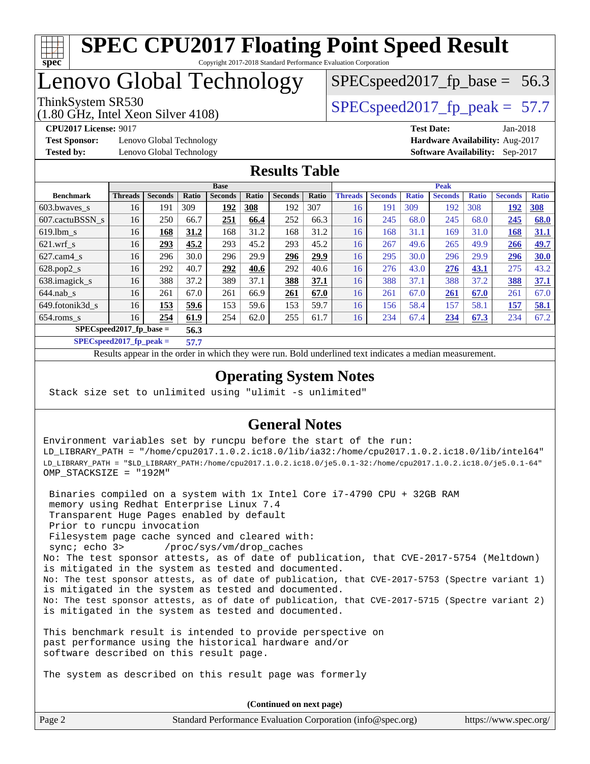# SPEC CPU2017 Floating Point Speed Result

Copyright 2017-2018 Standard Performance Evaluation Corporation

# Lenovo Global Technology

ThinkSystem SR530
(1.80 GHz, Intel Xeon Silver 4108)

SPECspeed2017_fp_base = 56.3

SPECspeed2017_fp_peak = 57.7

**CPU2017 License:** 9017
**Test Sponsor:** Lenovo Global Technology
**Tested by:** Lenovo Global Technology

**Test Date:** Jan-2018
**Hardware Availability:** Aug-2017
**Software Availability:** Sep-2017

## Results Table

| | Base | | | | | | | Peak | | | | | | |
|---|---|---|---|---|---|---|---|---|---|---|---|---|---|---|
| **Benchmark** | **Threads** | **Seconds** | **Ratio** | **Seconds** | **Ratio** | **Seconds** | **Ratio** | **Threads** | **Seconds** | **Ratio** | **Seconds** | **Ratio** | **Seconds** | **Ratio** |
| 603.bwaves_s | 16 | 191 | 309 | **192** | **308** | 192 | 307 | 16 | 191 | 309 | 192 | 308 | **192** | **308** |
| 607.cactuBSSN_s | 16 | 250 | 66.7 | **251** | **66.4** | 252 | 66.3 | 16 | 245 | 68.0 | 245 | 68.0 | **245** | **68.0** |
| 619.lbm_s | 16 | **168** | **31.2** | 168 | 31.2 | 168 | 31.2 | 16 | 168 | 31.1 | 169 | 31.0 | **168** | **31.1** |
| 621.wrf_s | 16 | **293** | **45.2** | 293 | 45.2 | 293 | 45.2 | 16 | 267 | 49.6 | 265 | 49.9 | **266** | **49.7** |
| 627.cam4_s | 16 | 296 | 30.0 | 296 | 29.9 | **296** | **29.9** | 16 | 295 | 30.0 | 296 | 29.9 | **296** | **30.0** |
| 628.pop2_s | 16 | 292 | 40.7 | **292** | **40.6** | 292 | 40.6 | 16 | 276 | 43.0 | **276** | **43.1** | 275 | 43.2 |
| 638.imagick_s | 16 | 388 | 37.2 | 389 | 37.1 | **388** | **37.1** | 16 | 388 | 37.1 | 388 | 37.2 | **388** | **37.1** |
| 644.nab_s | 16 | 261 | 67.0 | 261 | 66.9 | **261** | **67.0** | 16 | 261 | 67.0 | **261** | **67.0** | 261 | 67.0 |
| 649.fotonik3d_s | 16 | **153** | **59.6** | 153 | 59.6 | 153 | 59.7 | 16 | 156 | 58.4 | 157 | 58.1 | **157** | **58.1** |
| 654.roms_s | 16 | **254** | **61.9** | 254 | 62.0 | 255 | 61.7 | 16 | 234 | 67.4 | **234** | **67.3** | 234 | 67.2 |

**SPECspeed2017_fp_base = 56.3**

**SPECspeed2017_fp_peak = 57.7**

Results appear in the order in which they were run. Bold underlined text indicates a median measurement.

## Operating System Notes

```
Stack size set to unlimited using "ulimit -s unlimited"
```

## General Notes

```
Environment variables set by runcpu before the start of the run:
LD_LIBRARY_PATH = "/home/cpu2017.1.0.2.ic18.0/lib/ia32:/home/cpu2017.1.0.2.ic18.0/lib/intel64"
LD_LIBRARY_PATH = "$LD_LIBRARY_PATH:/home/cpu2017.1.0.2.ic18.0/je5.0.1-32:/home/cpu2017.1.0.2.ic18.0/je5.0.1-64"
OMP_STACKSIZE = "192M"

 Binaries compiled on a system with 1x Intel Core i7-4790 CPU + 32GB RAM
 memory using Redhat Enterprise Linux 7.4
 Transparent Huge Pages enabled by default
 Prior to runcpu invocation
 Filesystem page cache synced and cleared with:
 sync; echo 3>       /proc/sys/vm/drop_caches
No: The test sponsor attests, as of date of publication, that CVE-2017-5754 (Meltdown)
is mitigated in the system as tested and documented.
No: The test sponsor attests, as of date of publication, that CVE-2017-5753 (Spectre variant 1)
is mitigated in the system as tested and documented.
No: The test sponsor attests, as of date of publication, that CVE-2017-5715 (Spectre variant 2)
is mitigated in the system as tested and documented.

This benchmark result is intended to provide perspective on
past performance using the historical hardware and/or
software described on this result page.

The system as described on this result page was formerly
```

**(Continued on next page)**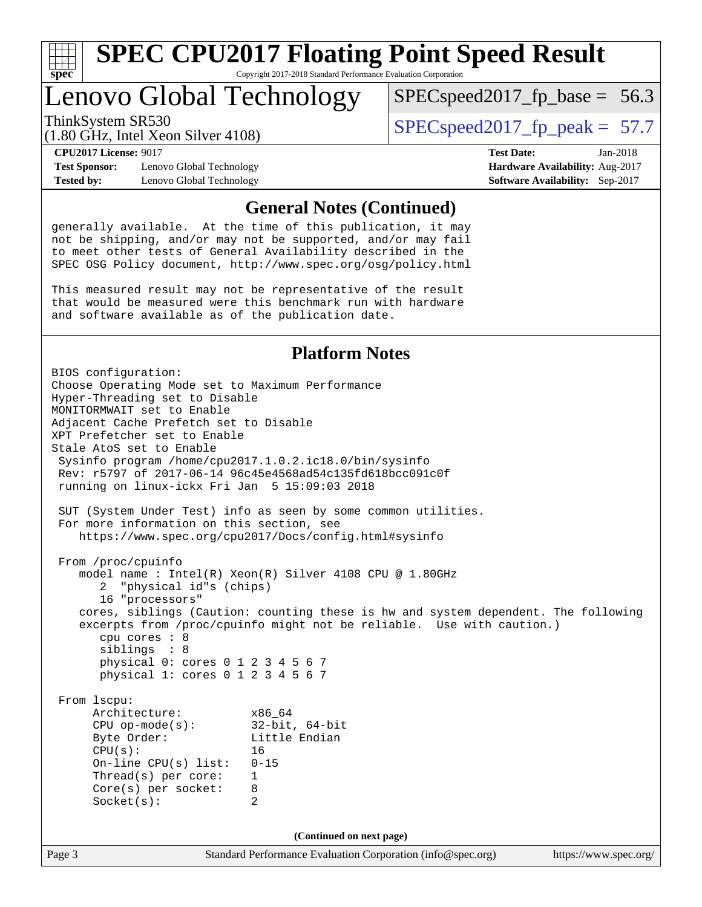# SPEC CPU2017 Floating Point Speed Result

Copyright 2017-2018 Standard Performance Evaluation Corporation

## Lenovo Global Technology

ThinkSystem SR530
(1.80 GHz, Intel Xeon Silver 4108)

SPECspeed2017_fp_base = 56.3

SPECspeed2017_fp_peak = 57.7

**CPU2017 License:** 9017
**Test Sponsor:** Lenovo Global Technology
**Tested by:** Lenovo Global Technology

**Test Date:** Jan-2018
**Hardware Availability:** Aug-2017
**Software Availability:** Sep-2017

### General Notes (Continued)

```
generally available.  At the time of this publication, it may
not be shipping, and/or may not be supported, and/or may fail
to meet other tests of General Availability described in the
SPEC OSG Policy document, http://www.spec.org/osg/policy.html

This measured result may not be representative of the result
that would be measured were this benchmark run with hardware
and software available as of the publication date.
```

### Platform Notes

```
BIOS configuration:
Choose Operating Mode set to Maximum Performance
Hyper-Threading set to Disable
MONITORMWAIT set to Enable
Adjacent Cache Prefetch set to Disable
XPT Prefetcher set to Enable
Stale AtoS set to Enable
 Sysinfo program /home/cpu2017.1.0.2.ic18.0/bin/sysinfo
 Rev: r5797 of 2017-06-14 96c45e4568ad54c135fd618bcc091c0f
 running on linux-ickx Fri Jan  5 15:09:03 2018

 SUT (System Under Test) info as seen by some common utilities.
 For more information on this section, see
    https://www.spec.org/cpu2017/Docs/config.html#sysinfo

 From /proc/cpuinfo
    model name : Intel(R) Xeon(R) Silver 4108 CPU @ 1.80GHz
       2  "physical id"s (chips)
       16 "processors"
    cores, siblings (Caution: counting these is hw and system dependent. The following
    excerpts from /proc/cpuinfo might not be reliable.  Use with caution.)
       cpu cores : 8
       siblings  : 8
       physical 0: cores 0 1 2 3 4 5 6 7
       physical 1: cores 0 1 2 3 4 5 6 7

 From lscpu:
      Architecture:          x86_64
      CPU op-mode(s):        32-bit, 64-bit
      Byte Order:            Little Endian
      CPU(s):                16
      On-line CPU(s) list:   0-15
      Thread(s) per core:    1
      Core(s) per socket:    8
      Socket(s):             2
```

(Continued on next page)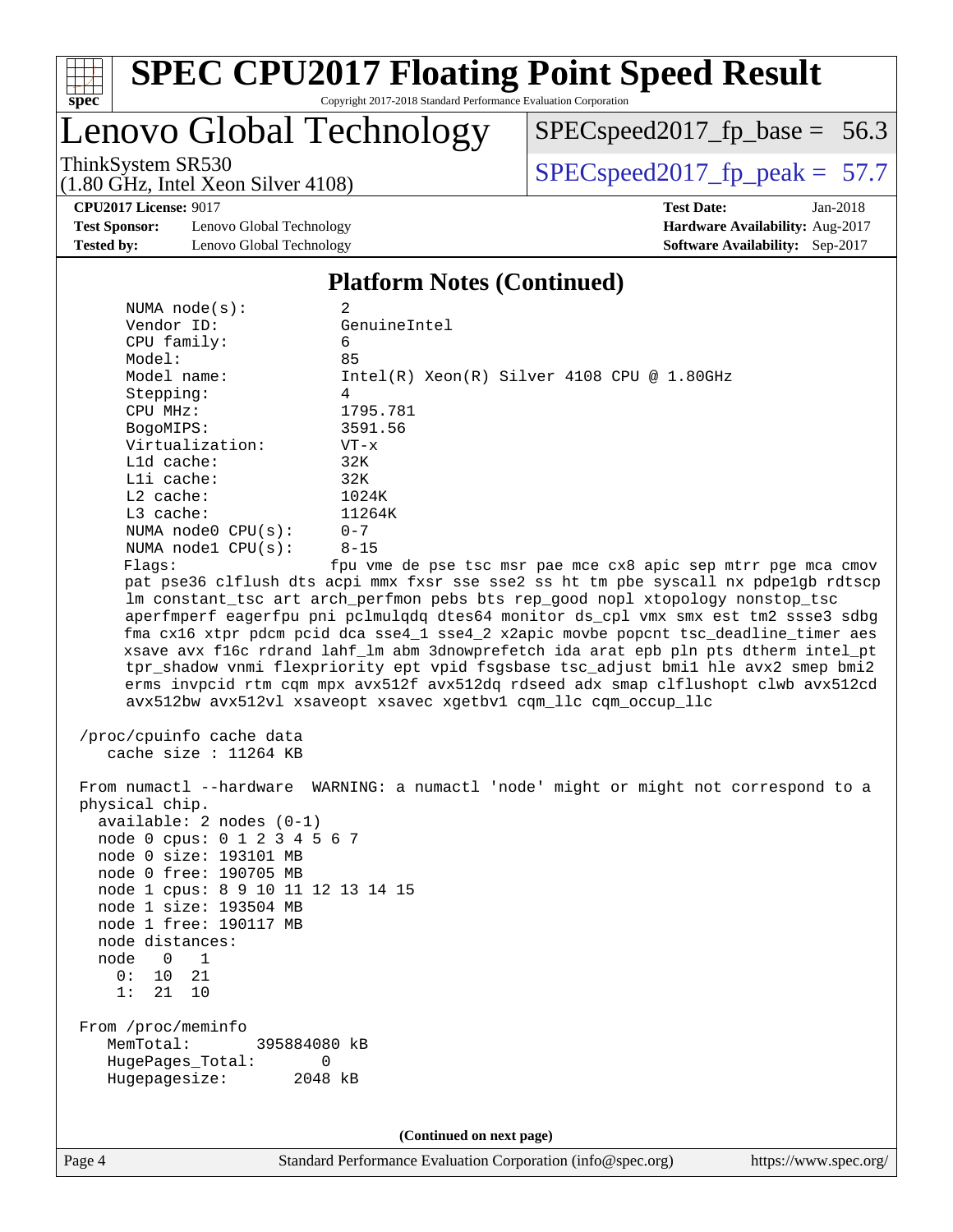# SPEC CPU2017 Floating Point Speed Result

Copyright 2017-2018 Standard Performance Evaluation Corporation

## Lenovo Global Technology

ThinkSystem SR530
(1.80 GHz, Intel Xeon Silver 4108)

SPECspeed2017_fp_base = 56.3

SPECspeed2017_fp_peak = 57.7

**CPU2017 License:** 9017
**Test Sponsor:** Lenovo Global Technology
**Tested by:** Lenovo Global Technology

**Test Date:** Jan-2018
**Hardware Availability:** Aug-2017
**Software Availability:** Sep-2017

### Platform Notes (Continued)

```
     NUMA node(s):          2
     Vendor ID:             GenuineIntel
     CPU family:            6
     Model:                 85
     Model name:            Intel(R) Xeon(R) Silver 4108 CPU @ 1.80GHz
     Stepping:              4
     CPU MHz:               1795.781
     BogoMIPS:              3591.56
     Virtualization:        VT-x
     L1d cache:             32K
     L1i cache:             32K
     L2 cache:              1024K
     L3 cache:              11264K
     NUMA node0 CPU(s):     0-7
     NUMA node1 CPU(s):     8-15
     Flags:                fpu vme de pse tsc msr pae mce cx8 apic sep mtrr pge mca cmov
     pat pse36 clflush dts acpi mmx fxsr sse sse2 ss ht tm pbe syscall nx pdpe1gb rdtscp
     lm constant_tsc art arch_perfmon pebs bts rep_good nopl xtopology nonstop_tsc
     aperfmperf eagerfpu pni pclmulqdq dtes64 monitor ds_cpl vmx smx est tm2 ssse3 sdbg
     fma cx16 xtpr pdcm pcid dca sse4_1 sse4_2 x2apic movbe popcnt tsc_deadline_timer aes
     xsave avx f16c rdrand lahf_lm abm 3dnowprefetch ida arat epb pln pts dtherm intel_pt
     tpr_shadow vnmi flexpriority ept vpid fsgsbase tsc_adjust bmi1 hle avx2 smep bmi2
     erms invpcid rtm cqm mpx avx512f avx512dq rdseed adx smap clflushopt clwb avx512cd
     avx512bw avx512vl xsaveopt xsavec xgetbv1 cqm_llc cqm_occup_llc

 /proc/cpuinfo cache data
    cache size : 11264 KB

 From numactl --hardware  WARNING: a numactl 'node' might or might not correspond to a
 physical chip.
   available: 2 nodes (0-1)
   node 0 cpus: 0 1 2 3 4 5 6 7
   node 0 size: 193101 MB
   node 0 free: 190705 MB
   node 1 cpus: 8 9 10 11 12 13 14 15
   node 1 size: 193504 MB
   node 1 free: 190117 MB
   node distances:
   node   0   1
     0:  10  21
     1:  21  10

 From /proc/meminfo
    MemTotal:       395884080 kB
    HugePages_Total:       0
    Hugepagesize:       2048 kB
```

(Continued on next page)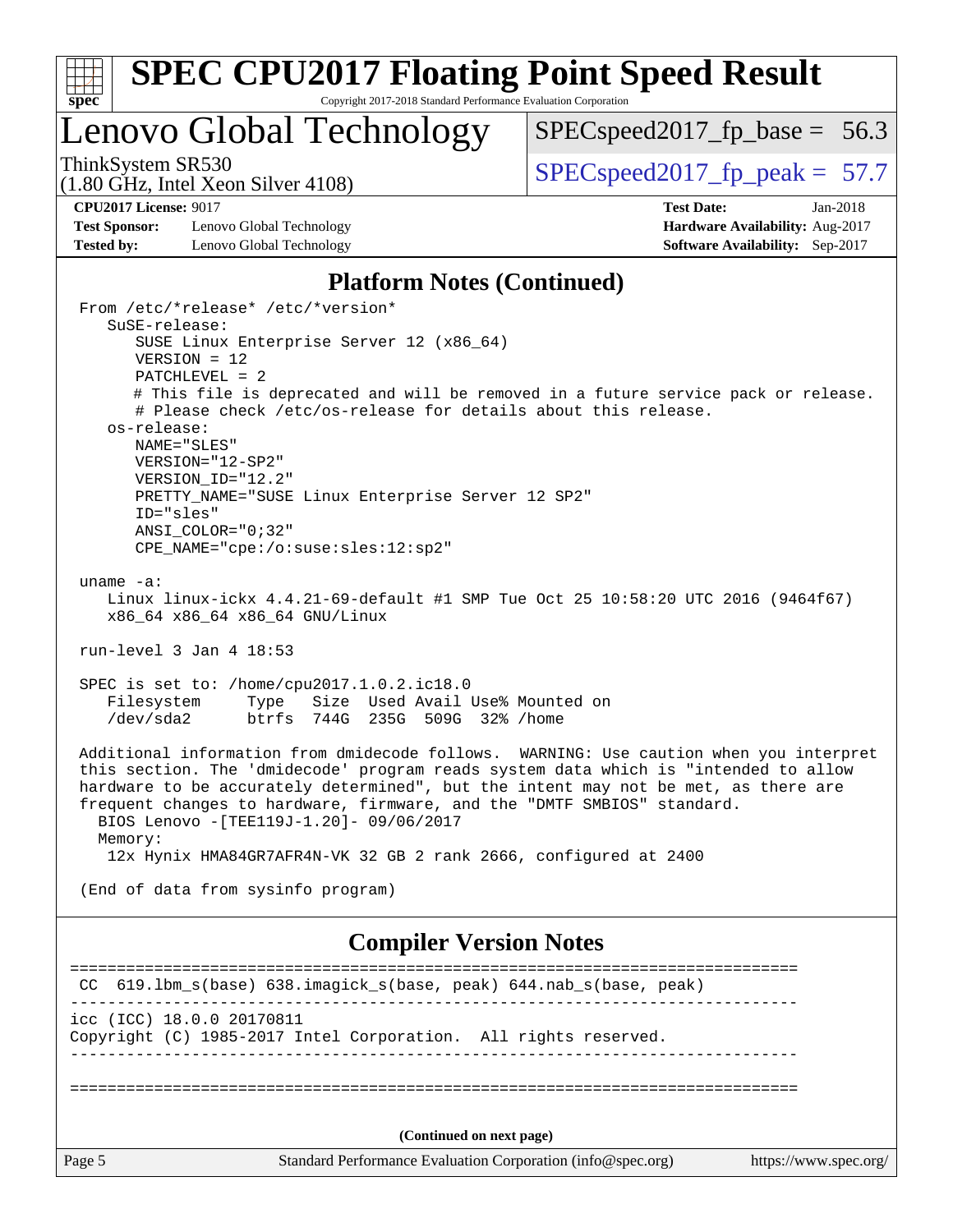## Platform Notes (Continued)

```
From /etc/*release* /etc/*version*
   SuSE-release:
      SUSE Linux Enterprise Server 12 (x86_64)
      VERSION = 12
      PATCHLEVEL = 2
      # This file is deprecated and will be removed in a future service pack or release.
      # Please check /etc/os-release for details about this release.
   os-release:
      NAME="SLES"
      VERSION="12-SP2"
      VERSION_ID="12.2"
      PRETTY_NAME="SUSE Linux Enterprise Server 12 SP2"
      ID="sles"
      ANSI_COLOR="0;32"
      CPE_NAME="cpe:/o:suse:sles:12:sp2"

uname -a:
   Linux linux-ickx 4.4.21-69-default #1 SMP Tue Oct 25 10:58:20 UTC 2016 (9464f67)
   x86_64 x86_64 x86_64 GNU/Linux

run-level 3 Jan 4 18:53

SPEC is set to: /home/cpu2017.1.0.2.ic18.0
   Filesystem     Type   Size  Used Avail Use% Mounted on
   /dev/sda2      btrfs  744G  235G  509G  32% /home

Additional information from dmidecode follows.  WARNING: Use caution when you interpret
this section. The 'dmidecode' program reads system data which is "intended to allow
hardware to be accurately determined", but the intent may not be met, as there are
frequent changes to hardware, firmware, and the "DMTF SMBIOS" standard.
  BIOS Lenovo -[TEE119J-1.20]- 09/06/2017
  Memory:
   12x Hynix HMA84GR7AFR4N-VK 32 GB 2 rank 2666, configured at 2400

(End of data from sysinfo program)
```

## Compiler Version Notes

```
==============================================================================
 CC  619.lbm_s(base) 638.imagick_s(base, peak) 644.nab_s(base, peak)
------------------------------------------------------------------------------
icc (ICC) 18.0.0 20170811
Copyright (C) 1985-2017 Intel Corporation.  All rights reserved.
------------------------------------------------------------------------------

==============================================================================
```

(Continued on next page)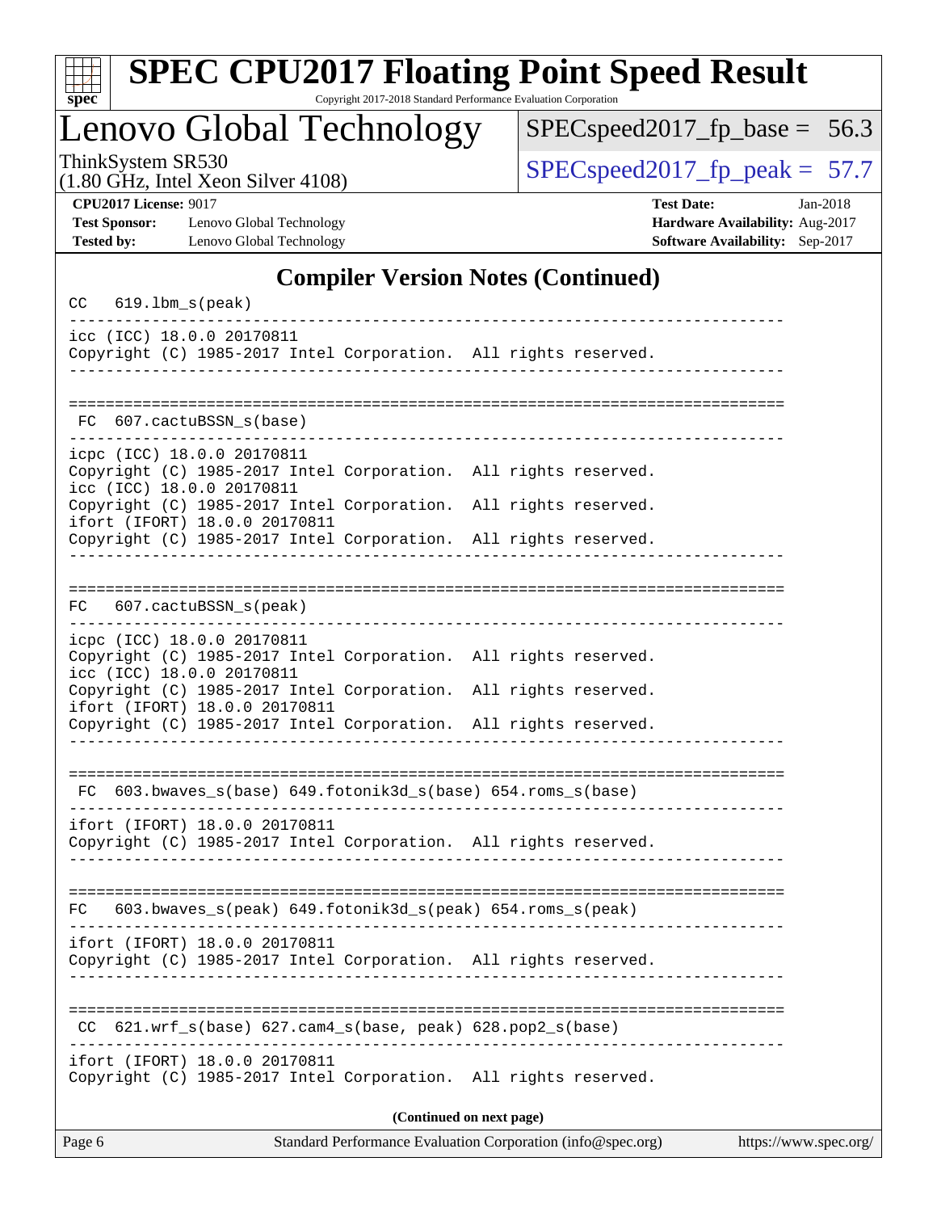## Compiler Version Notes (Continued)

```
CC  619.lbm_s(peak)
------------------------------------------------------------------------------
icc (ICC) 18.0.0 20170811
Copyright (C) 1985-2017 Intel Corporation.  All rights reserved.
------------------------------------------------------------------------------

==============================================================================
 FC  607.cactuBSSN_s(base)
------------------------------------------------------------------------------
icpc (ICC) 18.0.0 20170811
Copyright (C) 1985-2017 Intel Corporation.  All rights reserved.
icc (ICC) 18.0.0 20170811
Copyright (C) 1985-2017 Intel Corporation.  All rights reserved.
ifort (IFORT) 18.0.0 20170811
Copyright (C) 1985-2017 Intel Corporation.  All rights reserved.
------------------------------------------------------------------------------

==============================================================================
FC  607.cactuBSSN_s(peak)
------------------------------------------------------------------------------
icpc (ICC) 18.0.0 20170811
Copyright (C) 1985-2017 Intel Corporation.  All rights reserved.
icc (ICC) 18.0.0 20170811
Copyright (C) 1985-2017 Intel Corporation.  All rights reserved.
ifort (IFORT) 18.0.0 20170811
Copyright (C) 1985-2017 Intel Corporation.  All rights reserved.
------------------------------------------------------------------------------

==============================================================================
 FC  603.bwaves_s(base) 649.fotonik3d_s(base) 654.roms_s(base)
------------------------------------------------------------------------------
ifort (IFORT) 18.0.0 20170811
Copyright (C) 1985-2017 Intel Corporation.  All rights reserved.
------------------------------------------------------------------------------

==============================================================================
FC  603.bwaves_s(peak) 649.fotonik3d_s(peak) 654.roms_s(peak)
------------------------------------------------------------------------------
ifort (IFORT) 18.0.0 20170811
Copyright (C) 1985-2017 Intel Corporation.  All rights reserved.
------------------------------------------------------------------------------

==============================================================================
 CC  621.wrf_s(base) 627.cam4_s(base, peak) 628.pop2_s(base)
------------------------------------------------------------------------------
ifort (IFORT) 18.0.0 20170811
Copyright (C) 1985-2017 Intel Corporation.  All rights reserved.
```

**(Continued on next page)**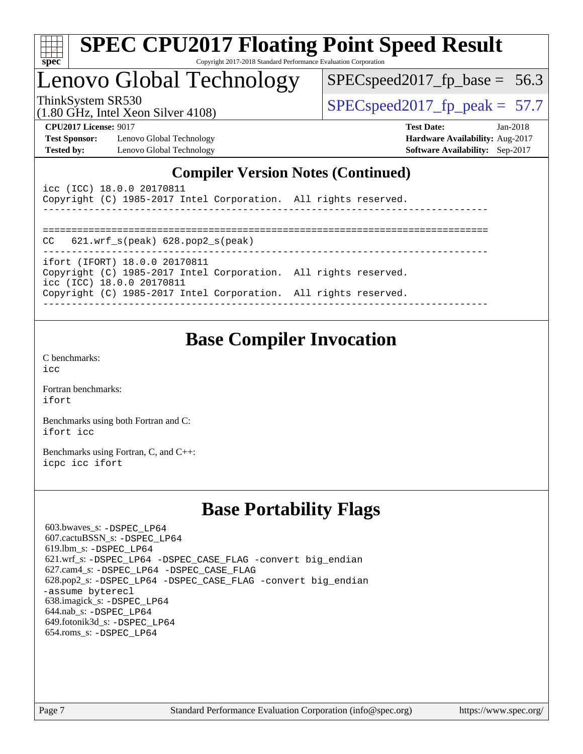## Compiler Version Notes (Continued)

```
icc (ICC) 18.0.0 20170811
Copyright (C) 1985-2017 Intel Corporation.  All rights reserved.
------------------------------------------------------------------------------

==============================================================================
CC   621.wrf_s(peak) 628.pop2_s(peak)
------------------------------------------------------------------------------
ifort (IFORT) 18.0.0 20170811
Copyright (C) 1985-2017 Intel Corporation.  All rights reserved.
icc (ICC) 18.0.0 20170811
Copyright (C) 1985-2017 Intel Corporation.  All rights reserved.
------------------------------------------------------------------------------
```

## Base Compiler Invocation

C benchmarks:
`icc`

Fortran benchmarks:
`ifort`

Benchmarks using both Fortran and C:
`ifort icc`

Benchmarks using Fortran, C, and C++:
`icpc icc ifort`

## Base Portability Flags

603.bwaves_s: `-DSPEC_LP64`
607.cactuBSSN_s: `-DSPEC_LP64`
619.lbm_s: `-DSPEC_LP64`
621.wrf_s: `-DSPEC_LP64 -DSPEC_CASE_FLAG -convert big_endian`
627.cam4_s: `-DSPEC_LP64 -DSPEC_CASE_FLAG`
628.pop2_s: `-DSPEC_LP64 -DSPEC_CASE_FLAG -convert big_endian -assume byterecl`
638.imagick_s: `-DSPEC_LP64`
644.nab_s: `-DSPEC_LP64`
649.fotonik3d_s: `-DSPEC_LP64`
654.roms_s: `-DSPEC_LP64`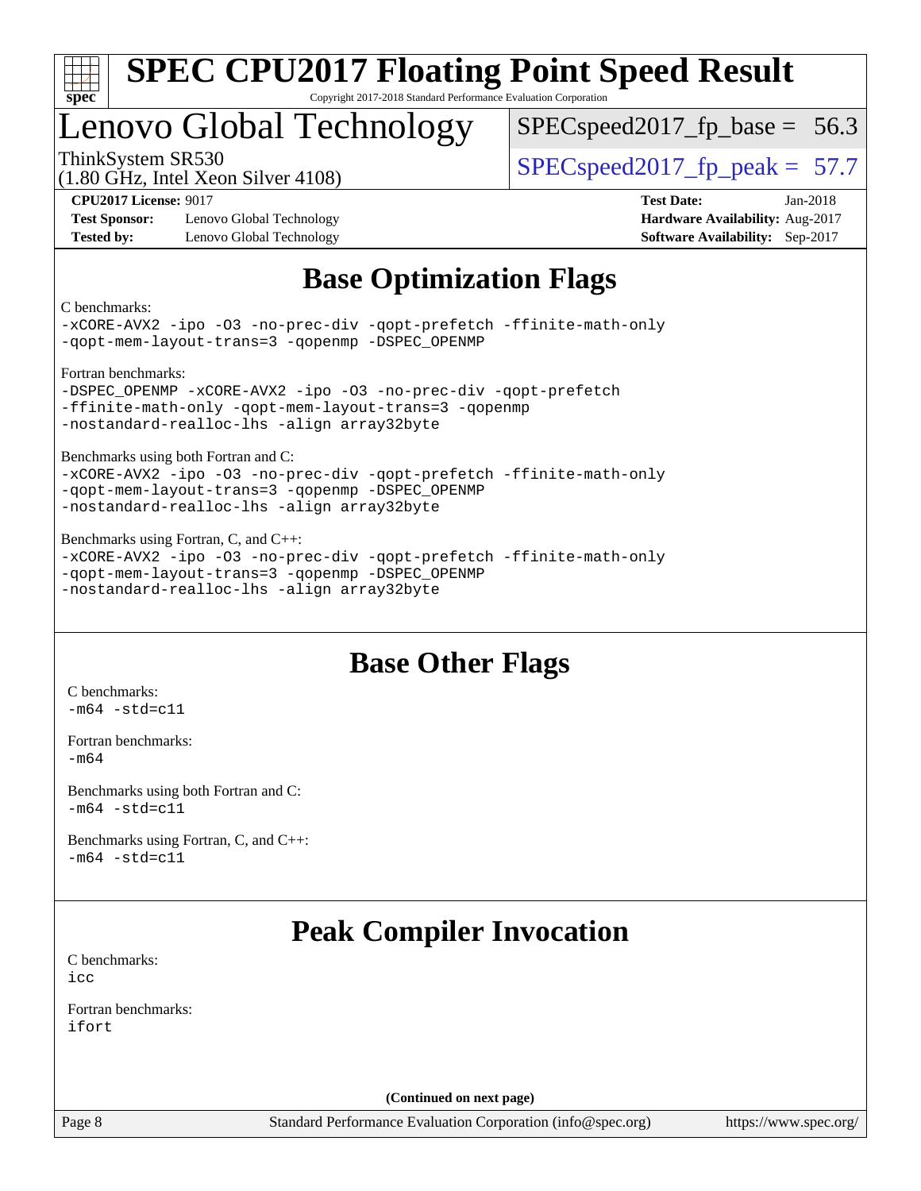# Base Optimization Flags

C benchmarks:

```
-xCORE-AVX2 -ipo -O3 -no-prec-div -qopt-prefetch -ffinite-math-only
-qopt-mem-layout-trans=3 -qopenmp -DSPEC_OPENMP
```

Fortran benchmarks:

```
-DSPEC_OPENMP -xCORE-AVX2 -ipo -O3 -no-prec-div -qopt-prefetch
-ffinite-math-only -qopt-mem-layout-trans=3 -qopenmp
-nostandard-realloc-lhs -align array32byte
```

Benchmarks using both Fortran and C:

```
-xCORE-AVX2 -ipo -O3 -no-prec-div -qopt-prefetch -ffinite-math-only
-qopt-mem-layout-trans=3 -qopenmp -DSPEC_OPENMP
-nostandard-realloc-lhs -align array32byte
```

Benchmarks using Fortran, C, and C++:

```
-xCORE-AVX2 -ipo -O3 -no-prec-div -qopt-prefetch -ffinite-math-only
-qopt-mem-layout-trans=3 -qopenmp -DSPEC_OPENMP
-nostandard-realloc-lhs -align array32byte
```

# Base Other Flags

C benchmarks:

```
-m64 -std=c11
```

Fortran benchmarks:

```
-m64
```

Benchmarks using both Fortran and C:

```
-m64 -std=c11
```

Benchmarks using Fortran, C, and C++:

```
-m64 -std=c11
```

# Peak Compiler Invocation

C benchmarks:

```
icc
```

Fortran benchmarks:

```
ifort
```

**(Continued on next page)**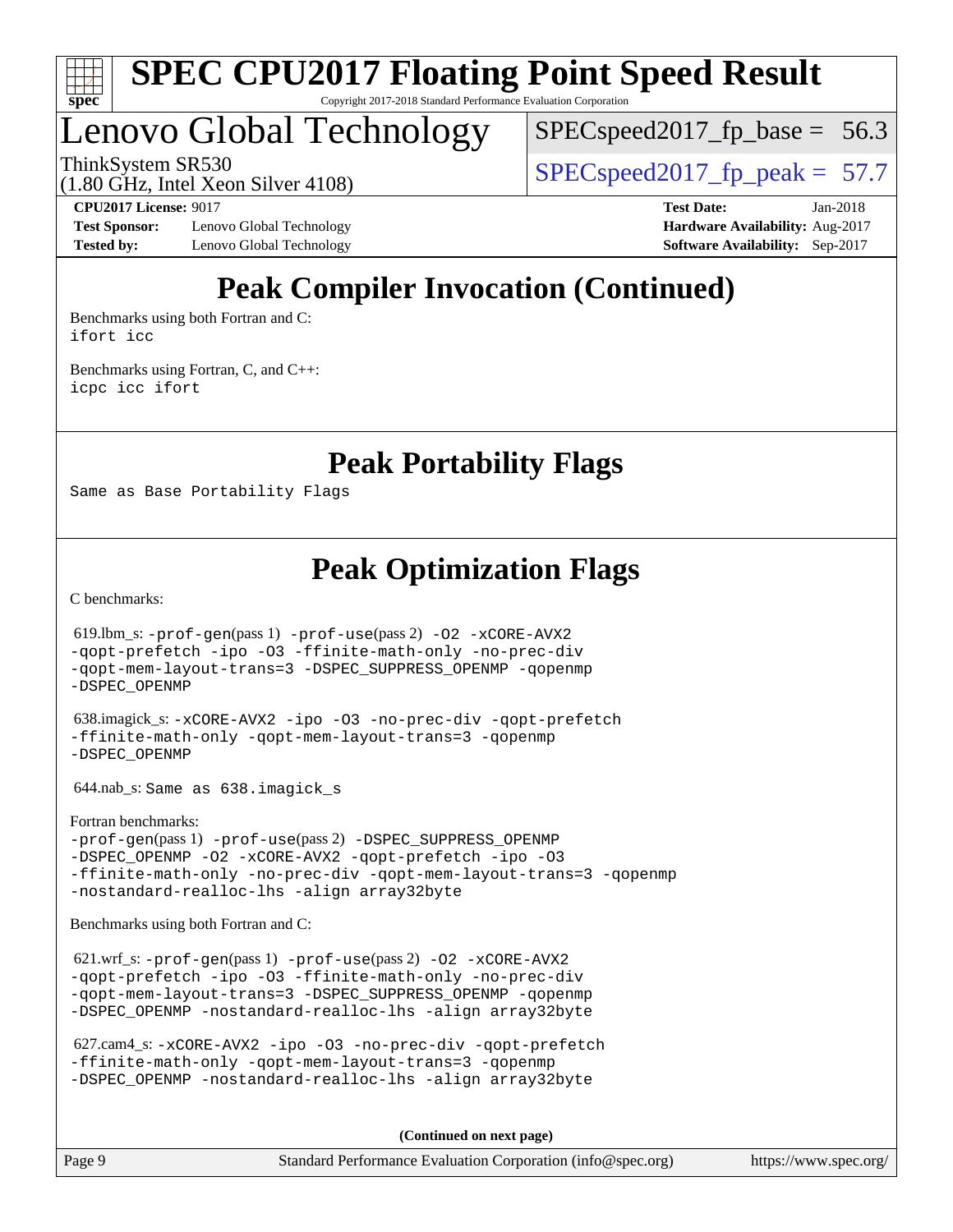## Peak Compiler Invocation (Continued)

Benchmarks using both Fortran and C:
`ifort icc`

Benchmarks using Fortran, C, and C++:
`icpc icc ifort`

## Peak Portability Flags

Same as Base Portability Flags

## Peak Optimization Flags

C benchmarks:

619.lbm_s: -prof-gen(pass 1) -prof-use(pass 2) -O2 -xCORE-AVX2 -qopt-prefetch -ipo -O3 -ffinite-math-only -no-prec-div -qopt-mem-layout-trans=3 -DSPEC_SUPPRESS_OPENMP -qopenmp -DSPEC_OPENMP

638.imagick_s: -xCORE-AVX2 -ipo -O3 -no-prec-div -qopt-prefetch -ffinite-math-only -qopt-mem-layout-trans=3 -qopenmp -DSPEC_OPENMP

644.nab_s: Same as 638.imagick_s

Fortran benchmarks:
-prof-gen(pass 1) -prof-use(pass 2) -DSPEC_SUPPRESS_OPENMP -DSPEC_OPENMP -O2 -xCORE-AVX2 -qopt-prefetch -ipo -O3 -ffinite-math-only -no-prec-div -qopt-mem-layout-trans=3 -qopenmp -nostandard-realloc-lhs -align array32byte

Benchmarks using both Fortran and C:

621.wrf_s: -prof-gen(pass 1) -prof-use(pass 2) -O2 -xCORE-AVX2 -qopt-prefetch -ipo -O3 -ffinite-math-only -no-prec-div -qopt-mem-layout-trans=3 -DSPEC_SUPPRESS_OPENMP -qopenmp -DSPEC_OPENMP -nostandard-realloc-lhs -align array32byte

627.cam4_s: -xCORE-AVX2 -ipo -O3 -no-prec-div -qopt-prefetch -ffinite-math-only -qopt-mem-layout-trans=3 -qopenmp -DSPEC_OPENMP -nostandard-realloc-lhs -align array32byte

**(Continued on next page)**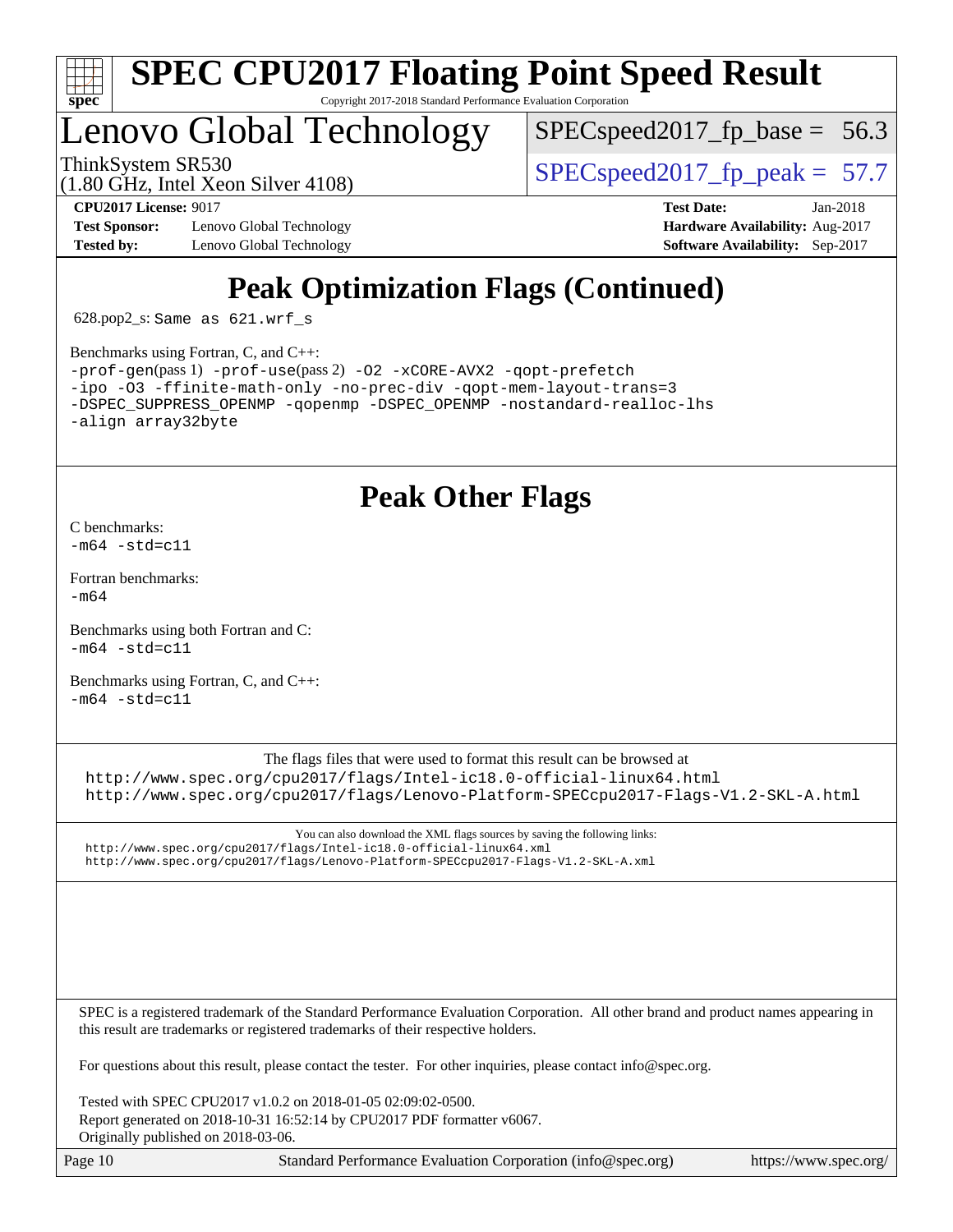# Peak Optimization Flags (Continued)

628.pop2_s: `Same as 621.wrf_s`

Benchmarks using Fortran, C, and C++:

```
-prof-gen(pass 1) -prof-use(pass 2) -O2 -xCORE-AVX2 -qopt-prefetch
-ipo -O3 -ffinite-math-only -no-prec-div -qopt-mem-layout-trans=3
-DSPEC_SUPPRESS_OPENMP -qopenmp -DSPEC_OPENMP -nostandard-realloc-lhs
-align array32byte
```

# Peak Other Flags

C benchmarks:
`-m64 -std=c11`

Fortran benchmarks:
`-m64`

Benchmarks using both Fortran and C:
`-m64 -std=c11`

Benchmarks using Fortran, C, and C++:
`-m64 -std=c11`

The flags files that were used to format this result can be browsed at
http://www.spec.org/cpu2017/flags/Intel-ic18.0-official-linux64.html
http://www.spec.org/cpu2017/flags/Lenovo-Platform-SPECcpu2017-Flags-V1.2-SKL-A.html

You can also download the XML flags sources by saving the following links:
http://www.spec.org/cpu2017/flags/Intel-ic18.0-official-linux64.xml
http://www.spec.org/cpu2017/flags/Lenovo-Platform-SPECcpu2017-Flags-V1.2-SKL-A.xml

SPEC is a registered trademark of the Standard Performance Evaluation Corporation. All other brand and product names appearing in this result are trademarks or registered trademarks of their respective holders.

For questions about this result, please contact the tester. For other inquiries, please contact info@spec.org.

Tested with SPEC CPU2017 v1.0.2 on 2018-01-05 02:09:02-0500.
Report generated on 2018-10-31 16:52:14 by CPU2017 PDF formatter v6067.
Originally published on 2018-03-06.